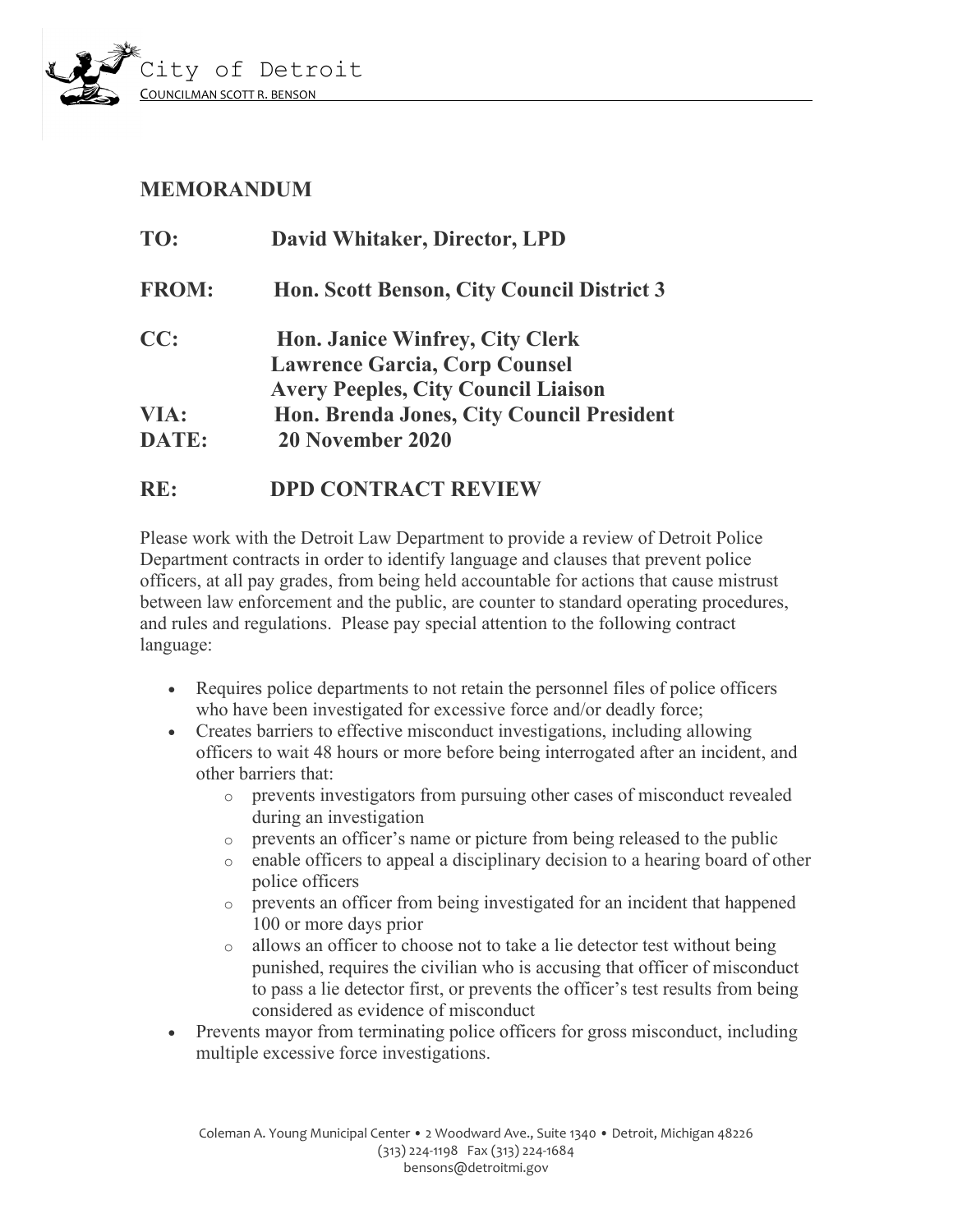City of Detroit

COUNCILMAN SCOTT R. BENSON

## MEMORANDUM

**TO:** David Whitaker, Director, LPD

**FROM:** Hon. Scott Benson, City Council District 3

**CC:** Hon. Janice Winfrey, City Clerk
Lawrence Garcia, Corp Counsel
Avery Peeples, City Council Liaison

**VIA:** Hon. Brenda Jones, City Council President

**DATE:** 20 November 2020

## RE: DPD CONTRACT REVIEW

Please work with the Detroit Law Department to provide a review of Detroit Police Department contracts in order to identify language and clauses that prevent police officers, at all pay grades, from being held accountable for actions that cause mistrust between law enforcement and the public, are counter to standard operating procedures, and rules and regulations. Please pay special attention to the following contract language:

- Requires police departments to not retain the personnel files of police officers who have been investigated for excessive force and/or deadly force;
- Creates barriers to effective misconduct investigations, including allowing officers to wait 48 hours or more before being interrogated after an incident, and other barriers that:
  - prevents investigators from pursuing other cases of misconduct revealed during an investigation
  - prevents an officer's name or picture from being released to the public
  - enable officers to appeal a disciplinary decision to a hearing board of other police officers
  - prevents an officer from being investigated for an incident that happened 100 or more days prior
  - allows an officer to choose not to take a lie detector test without being punished, requires the civilian who is accusing that officer of misconduct to pass a lie detector first, or prevents the officer's test results from being considered as evidence of misconduct
- Prevents mayor from terminating police officers for gross misconduct, including multiple excessive force investigations.

Coleman A. Young Municipal Center • 2 Woodward Ave., Suite 1340 • Detroit, Michigan 48226
(313) 224-1198 Fax (313) 224-1684
bensons@detroitmi.gov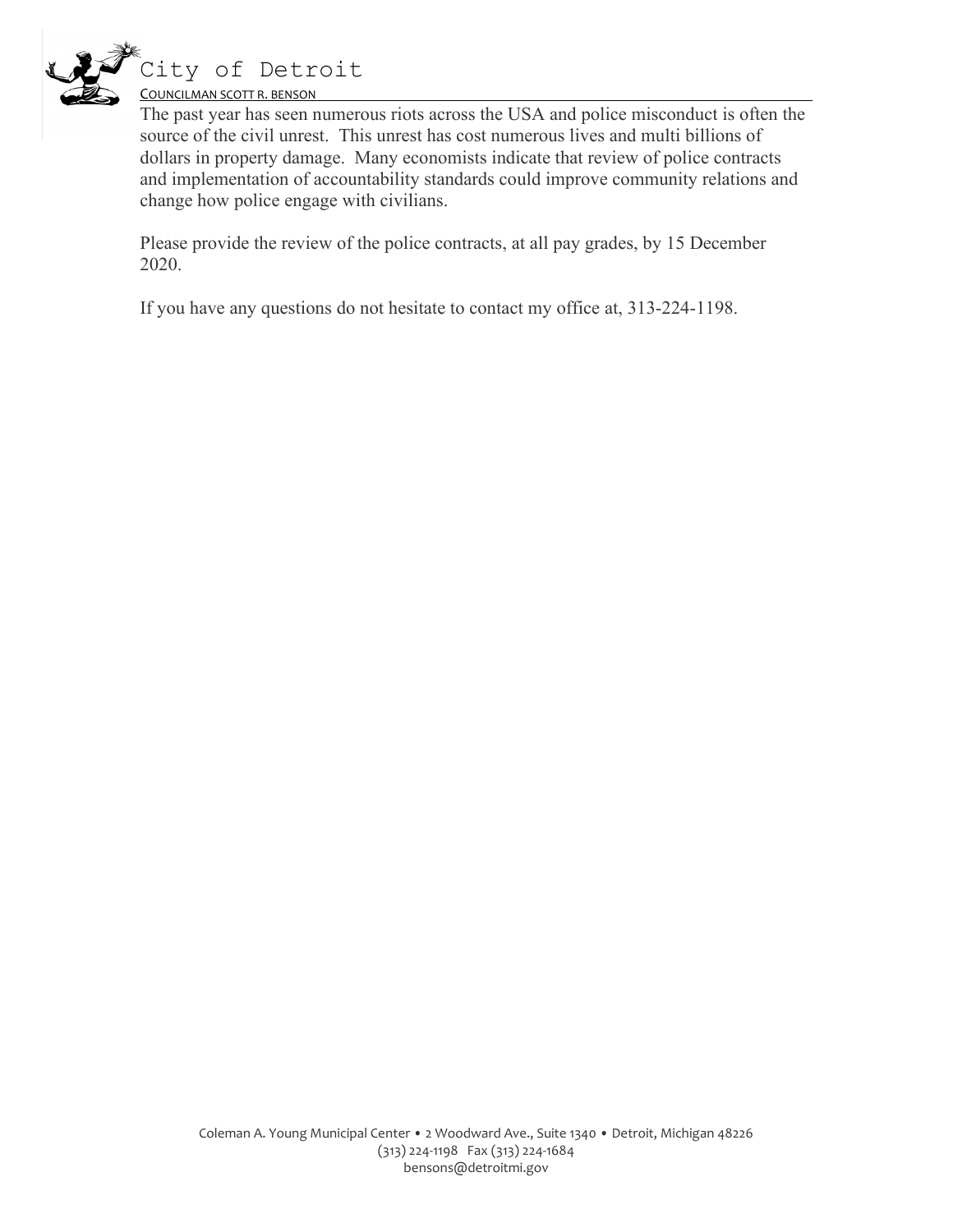# City of Detroit

COUNCILMAN SCOTT R. BENSON

The past year has seen numerous riots across the USA and police misconduct is often the source of the civil unrest. This unrest has cost numerous lives and multi billions of dollars in property damage. Many economists indicate that review of police contracts and implementation of accountability standards could improve community relations and change how police engage with civilians.

Please provide the review of the police contracts, at all pay grades, by 15 December 2020.

If you have any questions do not hesitate to contact my office at, 313-224-1198.

Coleman A. Young Municipal Center • 2 Woodward Ave., Suite 1340 • Detroit, Michigan 48226
(313) 224-1198 Fax (313) 224-1684
bensons@detroitmi.gov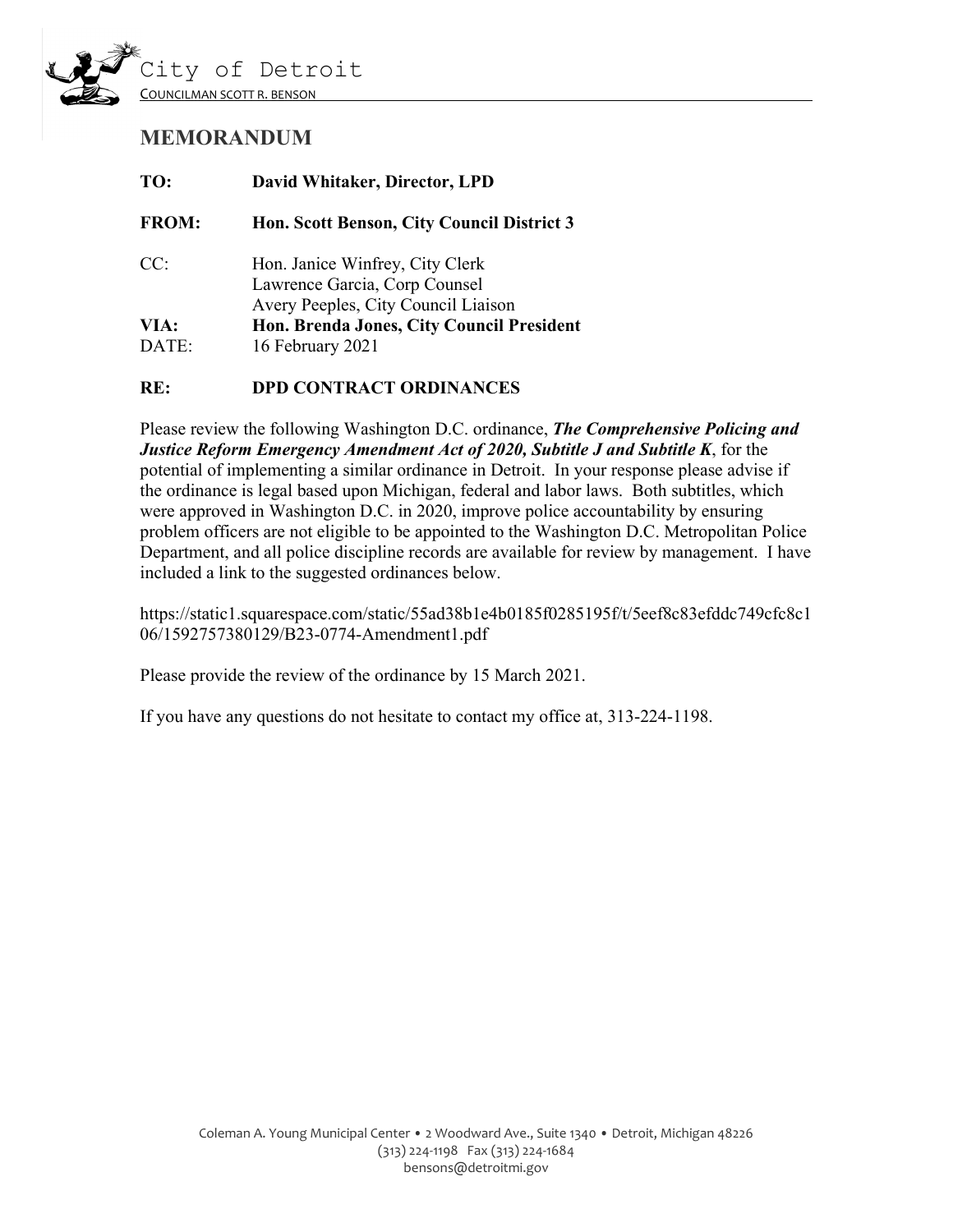City of Detroit

COUNCILMAN SCOTT R. BENSON

# MEMORANDUM

**TO:** **David Whitaker, Director, LPD**

**FROM:** **Hon. Scott Benson, City Council District 3**

CC: Hon. Janice Winfrey, City Clerk
Lawrence Garcia, Corp Counsel
Avery Peeples, City Council Liaison

**VIA:** **Hon. Brenda Jones, City Council President**

DATE: 16 February 2021

**RE:** **DPD CONTRACT ORDINANCES**

Please review the following Washington D.C. ordinance, ***The Comprehensive Policing and Justice Reform Emergency Amendment Act of 2020, Subtitle J and Subtitle K***, for the potential of implementing a similar ordinance in Detroit. In your response please advise if the ordinance is legal based upon Michigan, federal and labor laws. Both subtitles, which were approved in Washington D.C. in 2020, improve police accountability by ensuring problem officers are not eligible to be appointed to the Washington D.C. Metropolitan Police Department, and all police discipline records are available for review by management. I have included a link to the suggested ordinances below.

https://static1.squarespace.com/static/55ad38b1e4b0185f0285195f/t/5eef8c83efddc749cfc8c106/1592757380129/B23-0774-Amendment1.pdf

Please provide the review of the ordinance by 15 March 2021.

If you have any questions do not hesitate to contact my office at, 313-224-1198.

Coleman A. Young Municipal Center • 2 Woodward Ave., Suite 1340 • Detroit, Michigan 48226
(313) 224-1198 Fax (313) 224-1684
bensons@detroitmi.gov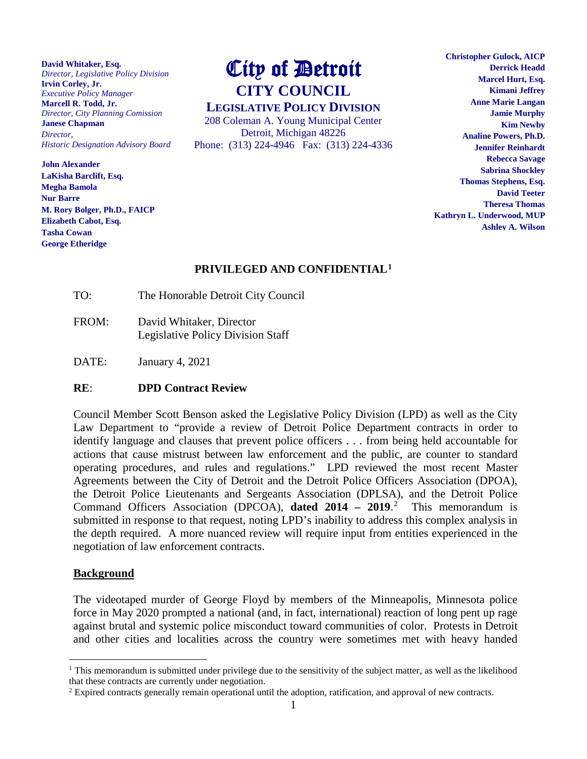**David Whitaker, Esq.**
*Director, Legislative Policy Division*
**Irvin Corley, Jr.**
*Executive Policy Manager*
**Marcell R. Todd, Jr.**
*Director, City Planning Comission*
**Janese Chapman**
*Director,*
*Historic Designation Advisory Board*

**John Alexander**
**LaKisha Barclift, Esq.**
**Megha Bamola**
**Nur Barre**
**M. Rory Bolger, Ph.D., FAICP**
**Elizabeth Cabot, Esq.**
**Tasha Cowan**
**George Etheridge**

# City of Detroit
## CITY COUNCIL
### LEGISLATIVE POLICY DIVISION

208 Coleman A. Young Municipal Center
Detroit, Michigan 48226
Phone: (313) 224-4946 Fax: (313) 224-4336

**Christopher Gulock, AICP**
**Derrick Headd**
**Marcel Hurt, Esq.**
**Kimani Jeffrey**
**Anne Marie Langan**
**Jamie Murphy**
**Kim Newby**
**Analine Powers, Ph.D.**
**Jennifer Reinhardt**
**Rebecca Savage**
**Sabrina Shockley**
**Thomas Stephens, Esq.**
**David Teeter**
**Theresa Thomas**
**Kathryn L. Underwood, MUP**
**Ashley A. Wilson**

**PRIVILEGED AND CONFIDENTIAL**[1]

TO: The Honorable Detroit City Council

FROM: David Whitaker, Director
Legislative Policy Division Staff

DATE: January 4, 2021

**RE**: **DPD Contract Review**

Council Member Scott Benson asked the Legislative Policy Division (LPD) as well as the City Law Department to "provide a review of Detroit Police Department contracts in order to identify language and clauses that prevent police officers . . . from being held accountable for actions that cause mistrust between law enforcement and the public, are counter to standard operating procedures, and rules and regulations." LPD reviewed the most recent Master Agreements between the City of Detroit and the Detroit Police Officers Association (DPOA), the Detroit Police Lieutenants and Sergeants Association (DPLSA), and the Detroit Police Command Officers Association (DPCOA), **dated 2014 – 2019**.[2] This memorandum is submitted in response to that request, noting LPD's inability to address this complex analysis in the depth required. A more nuanced review will require input from entities experienced in the negotiation of law enforcement contracts.

**Background**

The videotaped murder of George Floyd by members of the Minneapolis, Minnesota police force in May 2020 prompted a national (and, in fact, international) reaction of long pent up rage against brutal and systemic police misconduct toward communities of color. Protests in Detroit and other cities and localities across the country were sometimes met with heavy handed

---

[1] This memorandum is submitted under privilege due to the sensitivity of the subject matter, as well as the likelihood that these contracts are currently under negotiation.

[2] Expired contracts generally remain operational until the adoption, ratification, and approval of new contracts.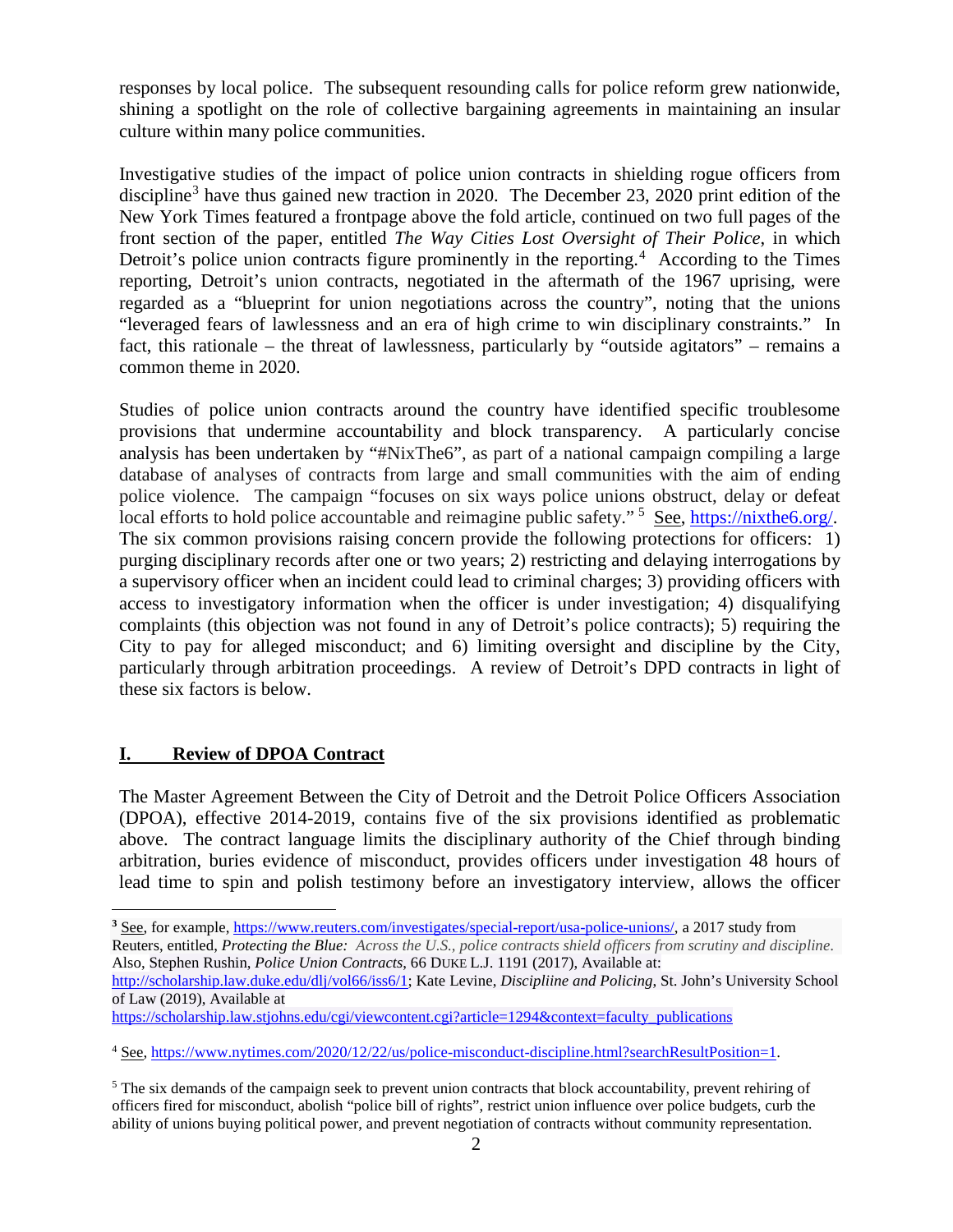responses by local police. The subsequent resounding calls for police reform grew nationwide, shining a spotlight on the role of collective bargaining agreements in maintaining an insular culture within many police communities.

Investigative studies of the impact of police union contracts in shielding rogue officers from discipline[3] have thus gained new traction in 2020. The December 23, 2020 print edition of the New York Times featured a frontpage above the fold article, continued on two full pages of the front section of the paper, entitled *The Way Cities Lost Oversight of Their Police*, in which Detroit's police union contracts figure prominently in the reporting.[4] According to the Times reporting, Detroit's union contracts, negotiated in the aftermath of the 1967 uprising, were regarded as a "blueprint for union negotiations across the country", noting that the unions "leveraged fears of lawlessness and an era of high crime to win disciplinary constraints." In fact, this rationale – the threat of lawlessness, particularly by "outside agitators" – remains a common theme in 2020.

Studies of police union contracts around the country have identified specific troublesome provisions that undermine accountability and block transparency. A particularly concise analysis has been undertaken by "#NixThe6", as part of a national campaign compiling a large database of analyses of contracts from large and small communities with the aim of ending police violence. The campaign "focuses on six ways police unions obstruct, delay or defeat local efforts to hold police accountable and reimagine public safety."[5] See, https://nixthe6.org/. The six common provisions raising concern provide the following protections for officers: 1) purging disciplinary records after one or two years; 2) restricting and delaying interrogations by a supervisory officer when an incident could lead to criminal charges; 3) providing officers with access to investigatory information when the officer is under investigation; 4) disqualifying complaints (this objection was not found in any of Detroit's police contracts); 5) requiring the City to pay for alleged misconduct; and 6) limiting oversight and discipline by the City, particularly through arbitration proceedings. A review of Detroit's DPD contracts in light of these six factors is below.

## I. Review of DPOA Contract

The Master Agreement Between the City of Detroit and the Detroit Police Officers Association (DPOA), effective 2014-2019, contains five of the six provisions identified as problematic above. The contract language limits the disciplinary authority of the Chief through binding arbitration, buries evidence of misconduct, provides officers under investigation 48 hours of lead time to spin and polish testimony before an investigatory interview, allows the officer

---

[3] See, for example, https://www.reuters.com/investigates/special-report/usa-police-unions/, a 2017 study from Reuters, entitled, *Protecting the Blue: Across the U.S., police contracts shield officers from scrutiny and discipline.* Also, Stephen Rushin, *Police Union Contracts*, 66 DUKE L.J. 1191 (2017), Available at: http://scholarship.law.duke.edu/dlj/vol66/iss6/1; Kate Levine, *Discipliine and Policing*, St. John's University School of Law (2019), Available at https://scholarship.law.stjohns.edu/cgi/viewcontent.cgi?article=1294&context=faculty_publications

[4] See, https://www.nytimes.com/2020/12/22/us/police-misconduct-discipline.html?searchResultPosition=1.

[5] The six demands of the campaign seek to prevent union contracts that block accountability, prevent rehiring of officers fired for misconduct, abolish "police bill of rights", restrict union influence over police budgets, curb the ability of unions buying political power, and prevent negotiation of contracts without community representation.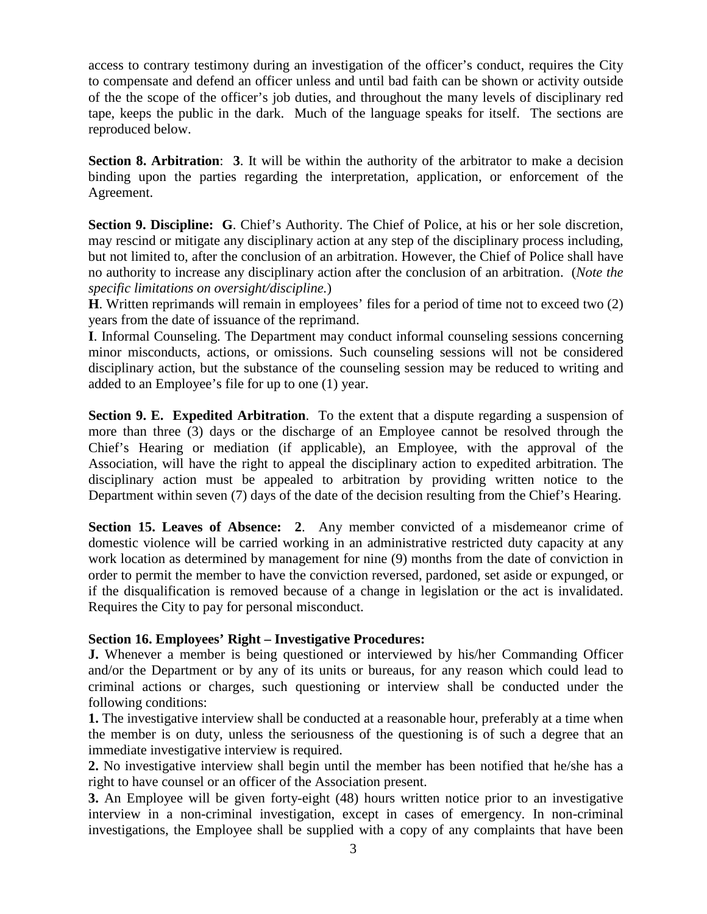access to contrary testimony during an investigation of the officer's conduct, requires the City to compensate and defend an officer unless and until bad faith can be shown or activity outside of the the scope of the officer's job duties, and throughout the many levels of disciplinary red tape, keeps the public in the dark. Much of the language speaks for itself. The sections are reproduced below.

**Section 8. Arbitration**: **3**. It will be within the authority of the arbitrator to make a decision binding upon the parties regarding the interpretation, application, or enforcement of the Agreement.

**Section 9. Discipline: G**. Chief's Authority. The Chief of Police, at his or her sole discretion, may rescind or mitigate any disciplinary action at any step of the disciplinary process including, but not limited to, after the conclusion of an arbitration. However, the Chief of Police shall have no authority to increase any disciplinary action after the conclusion of an arbitration. (*Note the specific limitations on oversight/discipline.*)
**H**. Written reprimands will remain in employees' files for a period of time not to exceed two (2) years from the date of issuance of the reprimand.
**I**. Informal Counseling. The Department may conduct informal counseling sessions concerning minor misconducts, actions, or omissions. Such counseling sessions will not be considered disciplinary action, but the substance of the counseling session may be reduced to writing and added to an Employee's file for up to one (1) year.

**Section 9. E. Expedited Arbitration**. To the extent that a dispute regarding a suspension of more than three (3) days or the discharge of an Employee cannot be resolved through the Chief's Hearing or mediation (if applicable), an Employee, with the approval of the Association, will have the right to appeal the disciplinary action to expedited arbitration. The disciplinary action must be appealed to arbitration by providing written notice to the Department within seven (7) days of the date of the decision resulting from the Chief's Hearing.

**Section 15. Leaves of Absence: 2**. Any member convicted of a misdemeanor crime of domestic violence will be carried working in an administrative restricted duty capacity at any work location as determined by management for nine (9) months from the date of conviction in order to permit the member to have the conviction reversed, pardoned, set aside or expunged, or if the disqualification is removed because of a change in legislation or the act is invalidated. Requires the City to pay for personal misconduct.

**Section 16. Employees' Right – Investigative Procedures:**
**J.** Whenever a member is being questioned or interviewed by his/her Commanding Officer and/or the Department or by any of its units or bureaus, for any reason which could lead to criminal actions or charges, such questioning or interview shall be conducted under the following conditions:
**1.** The investigative interview shall be conducted at a reasonable hour, preferably at a time when the member is on duty, unless the seriousness of the questioning is of such a degree that an immediate investigative interview is required.
**2.** No investigative interview shall begin until the member has been notified that he/she has a right to have counsel or an officer of the Association present.
**3.** An Employee will be given forty-eight (48) hours written notice prior to an investigative interview in a non-criminal investigation, except in cases of emergency. In non-criminal investigations, the Employee shall be supplied with a copy of any complaints that have been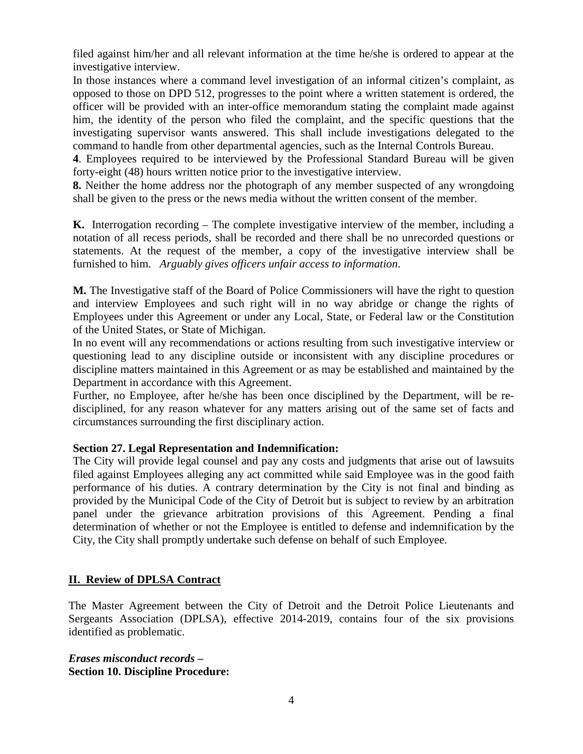filed against him/her and all relevant information at the time he/she is ordered to appear at the investigative interview.

In those instances where a command level investigation of an informal citizen's complaint, as opposed to those on DPD 512, progresses to the point where a written statement is ordered, the officer will be provided with an inter-office memorandum stating the complaint made against him, the identity of the person who filed the complaint, and the specific questions that the investigating supervisor wants answered. This shall include investigations delegated to the command to handle from other departmental agencies, such as the Internal Controls Bureau.

**4**. Employees required to be interviewed by the Professional Standard Bureau will be given forty-eight (48) hours written notice prior to the investigative interview.

**8.** Neither the home address nor the photograph of any member suspected of any wrongdoing shall be given to the press or the news media without the written consent of the member.

**K.** Interrogation recording – The complete investigative interview of the member, including a notation of all recess periods, shall be recorded and there shall be no unrecorded questions or statements. At the request of the member, a copy of the investigative interview shall be furnished to him. *Arguably gives officers unfair access to information*.

**M.** The Investigative staff of the Board of Police Commissioners will have the right to question and interview Employees and such right will in no way abridge or change the rights of Employees under this Agreement or under any Local, State, or Federal law or the Constitution of the United States, or State of Michigan.

In no event will any recommendations or actions resulting from such investigative interview or questioning lead to any discipline outside or inconsistent with any discipline procedures or discipline matters maintained in this Agreement or as may be established and maintained by the Department in accordance with this Agreement.

Further, no Employee, after he/she has been once disciplined by the Department, will be re-disciplined, for any reason whatever for any matters arising out of the same set of facts and circumstances surrounding the first disciplinary action.

**Section 27. Legal Representation and Indemnification:**

The City will provide legal counsel and pay any costs and judgments that arise out of lawsuits filed against Employees alleging any act committed while said Employee was in the good faith performance of his duties. A contrary determination by the City is not final and binding as provided by the Municipal Code of the City of Detroit but is subject to review by an arbitration panel under the grievance arbitration provisions of this Agreement. Pending a final determination of whether or not the Employee is entitled to defense and indemnification by the City, the City shall promptly undertake such defense on behalf of such Employee.

## II. Review of DPLSA Contract

The Master Agreement between the City of Detroit and the Detroit Police Lieutenants and Sergeants Association (DPLSA), effective 2014-2019, contains four of the six provisions identified as problematic.

***Erases misconduct records –***
**Section 10. Discipline Procedure:**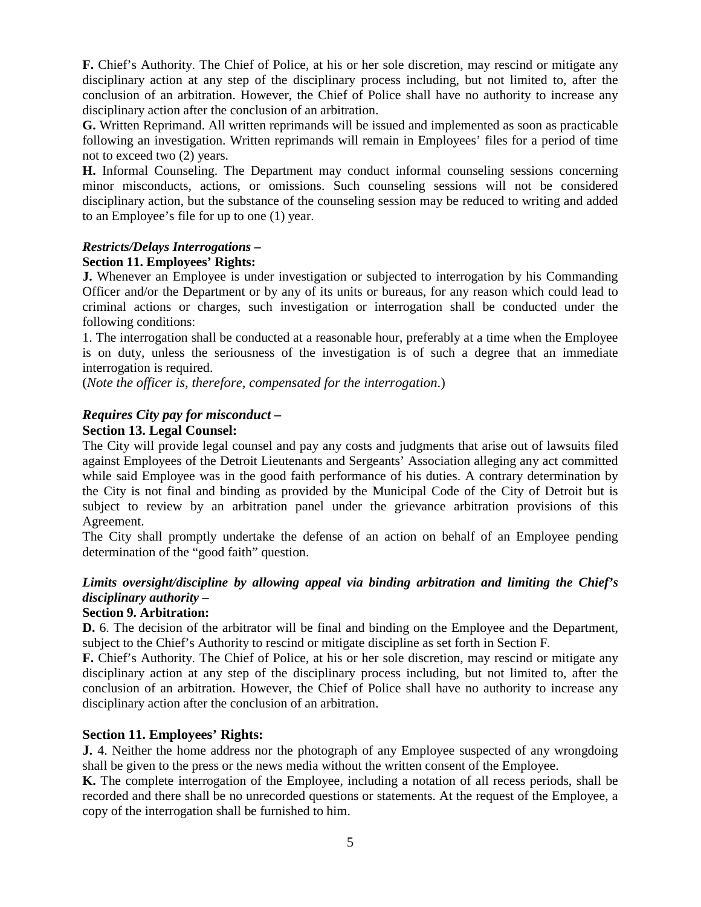**F.** Chief's Authority. The Chief of Police, at his or her sole discretion, may rescind or mitigate any disciplinary action at any step of the disciplinary process including, but not limited to, after the conclusion of an arbitration. However, the Chief of Police shall have no authority to increase any disciplinary action after the conclusion of an arbitration.

**G.** Written Reprimand. All written reprimands will be issued and implemented as soon as practicable following an investigation. Written reprimands will remain in Employees' files for a period of time not to exceed two (2) years.

**H.** Informal Counseling. The Department may conduct informal counseling sessions concerning minor misconducts, actions, or omissions. Such counseling sessions will not be considered disciplinary action, but the substance of the counseling session may be reduced to writing and added to an Employee's file for up to one (1) year.

***Restricts/Delays Interrogations –***

**Section 11. Employees' Rights:**

**J.** Whenever an Employee is under investigation or subjected to interrogation by his Commanding Officer and/or the Department or by any of its units or bureaus, for any reason which could lead to criminal actions or charges, such investigation or interrogation shall be conducted under the following conditions:

1. The interrogation shall be conducted at a reasonable hour, preferably at a time when the Employee is on duty, unless the seriousness of the investigation is of such a degree that an immediate interrogation is required.

(*Note the officer is, therefore, compensated for the interrogation*.)

***Requires City pay for misconduct –***

**Section 13. Legal Counsel:**

The City will provide legal counsel and pay any costs and judgments that arise out of lawsuits filed against Employees of the Detroit Lieutenants and Sergeants' Association alleging any act committed while said Employee was in the good faith performance of his duties. A contrary determination by the City is not final and binding as provided by the Municipal Code of the City of Detroit but is subject to review by an arbitration panel under the grievance arbitration provisions of this Agreement.

The City shall promptly undertake the defense of an action on behalf of an Employee pending determination of the "good faith" question.

***Limits oversight/discipline by allowing appeal via binding arbitration and limiting the Chief's disciplinary authority –***

**Section 9. Arbitration:**

**D.** 6. The decision of the arbitrator will be final and binding on the Employee and the Department, subject to the Chief's Authority to rescind or mitigate discipline as set forth in Section F.

**F.** Chief's Authority. The Chief of Police, at his or her sole discretion, may rescind or mitigate any disciplinary action at any step of the disciplinary process including, but not limited to, after the conclusion of an arbitration. However, the Chief of Police shall have no authority to increase any disciplinary action after the conclusion of an arbitration.

**Section 11. Employees' Rights:**

**J.** 4. Neither the home address nor the photograph of any Employee suspected of any wrongdoing shall be given to the press or the news media without the written consent of the Employee.

**K.** The complete interrogation of the Employee, including a notation of all recess periods, shall be recorded and there shall be no unrecorded questions or statements. At the request of the Employee, a copy of the interrogation shall be furnished to him.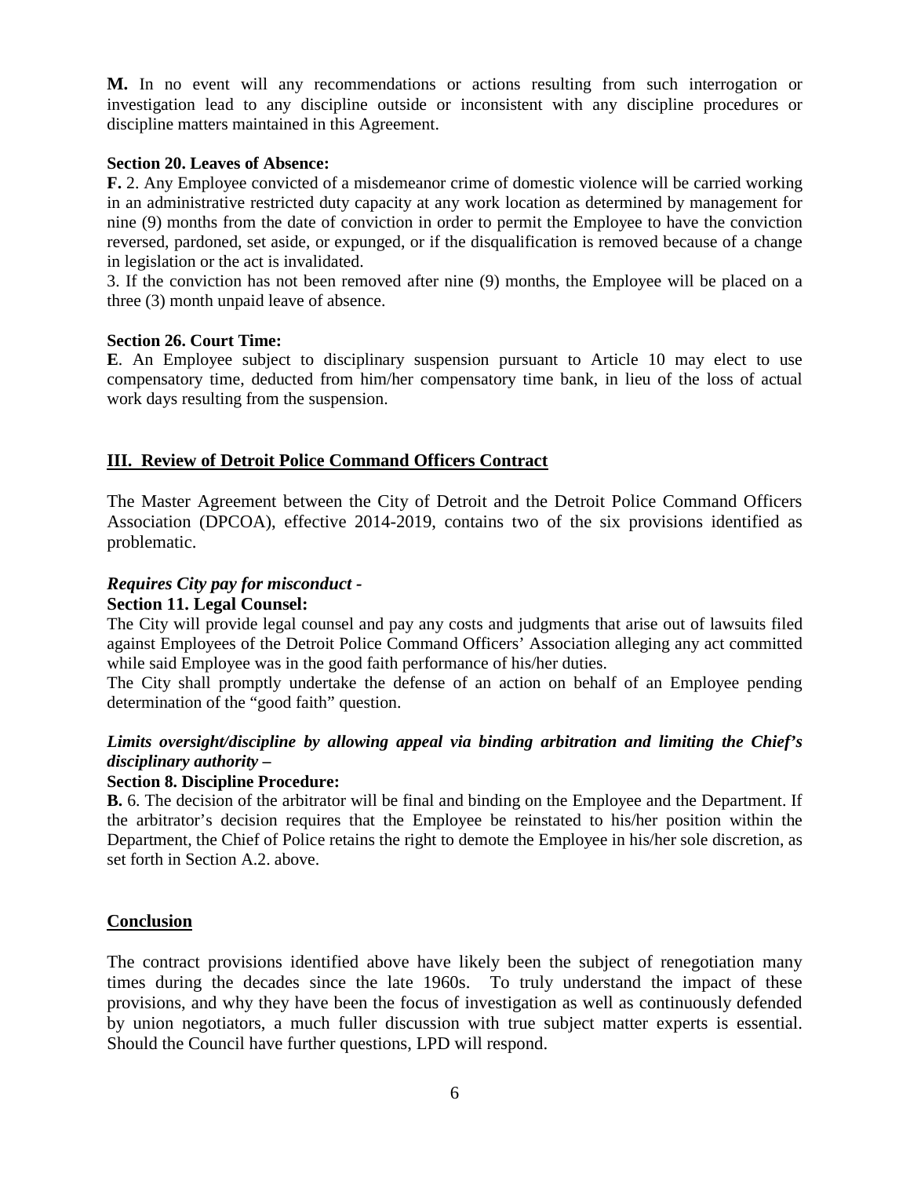**M.** In no event will any recommendations or actions resulting from such interrogation or investigation lead to any discipline outside or inconsistent with any discipline procedures or discipline matters maintained in this Agreement.

**Section 20. Leaves of Absence:**

**F.** 2. Any Employee convicted of a misdemeanor crime of domestic violence will be carried working in an administrative restricted duty capacity at any work location as determined by management for nine (9) months from the date of conviction in order to permit the Employee to have the conviction reversed, pardoned, set aside, or expunged, or if the disqualification is removed because of a change in legislation or the act is invalidated.

3. If the conviction has not been removed after nine (9) months, the Employee will be placed on a three (3) month unpaid leave of absence.

**Section 26. Court Time:**

**E**. An Employee subject to disciplinary suspension pursuant to Article 10 may elect to use compensatory time, deducted from him/her compensatory time bank, in lieu of the loss of actual work days resulting from the suspension.

## III. Review of Detroit Police Command Officers Contract

The Master Agreement between the City of Detroit and the Detroit Police Command Officers Association (DPCOA), effective 2014-2019, contains two of the six provisions identified as problematic.

***Requires City pay for misconduct -***

**Section 11. Legal Counsel:**

The City will provide legal counsel and pay any costs and judgments that arise out of lawsuits filed against Employees of the Detroit Police Command Officers' Association alleging any act committed while said Employee was in the good faith performance of his/her duties.

The City shall promptly undertake the defense of an action on behalf of an Employee pending determination of the "good faith" question.

***Limits oversight/discipline by allowing appeal via binding arbitration and limiting the Chief's disciplinary authority –***

**Section 8. Discipline Procedure:**

**B.** 6. The decision of the arbitrator will be final and binding on the Employee and the Department. If the arbitrator's decision requires that the Employee be reinstated to his/her position within the Department, the Chief of Police retains the right to demote the Employee in his/her sole discretion, as set forth in Section A.2. above.

## Conclusion

The contract provisions identified above have likely been the subject of renegotiation many times during the decades since the late 1960s. To truly understand the impact of these provisions, and why they have been the focus of investigation as well as continuously defended by union negotiators, a much fuller discussion with true subject matter experts is essential. Should the Council have further questions, LPD will respond.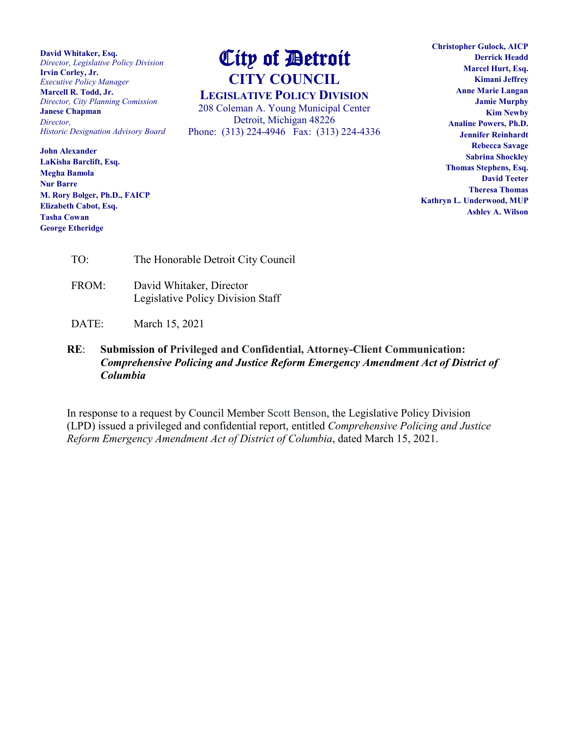**David Whitaker, Esq.**
*Director, Legislative Policy Division*
**Irvin Corley, Jr.**
*Executive Policy Manager*
**Marcell R. Todd, Jr.**
*Director, City Planning Comission*
**Janese Chapman**
*Director,*
*Historic Designation Advisory Board*

**John Alexander**
**LaKisha Barclift, Esq.**
**Megha Bamola**
**Nur Barre**
**M. Rory Bolger, Ph.D., FAICP**
**Elizabeth Cabot, Esq.**
**Tasha Cowan**
**George Etheridge**

# City of Detroit
## CITY COUNCIL
### LEGISLATIVE POLICY DIVISION

208 Coleman A. Young Municipal Center
Detroit, Michigan 48226
Phone: (313) 224-4946 Fax: (313) 224-4336

**Christopher Gulock, AICP**
**Derrick Headd**
**Marcel Hurt, Esq.**
**Kimani Jeffrey**
**Anne Marie Langan**
**Jamie Murphy**
**Kim Newby**
**Analine Powers, Ph.D.**
**Jennifer Reinhardt**
**Rebecca Savage**
**Sabrina Shockley**
**Thomas Stephens, Esq.**
**David Teeter**
**Theresa Thomas**
**Kathryn L. Underwood, MUP**
**Ashley A. Wilson**

TO: The Honorable Detroit City Council

FROM: David Whitaker, Director
Legislative Policy Division Staff

DATE: March 15, 2021

**RE**: **Submission of Privileged and Confidential, Attorney-Client Communication:** ***Comprehensive Policing and Justice Reform Emergency Amendment Act of District of Columbia***

In response to a request by Council Member Scott Benson, the Legislative Policy Division (LPD) issued a privileged and confidential report, entitled *Comprehensive Policing and Justice Reform Emergency Amendment Act of District of Columbia*, dated March 15, 2021.